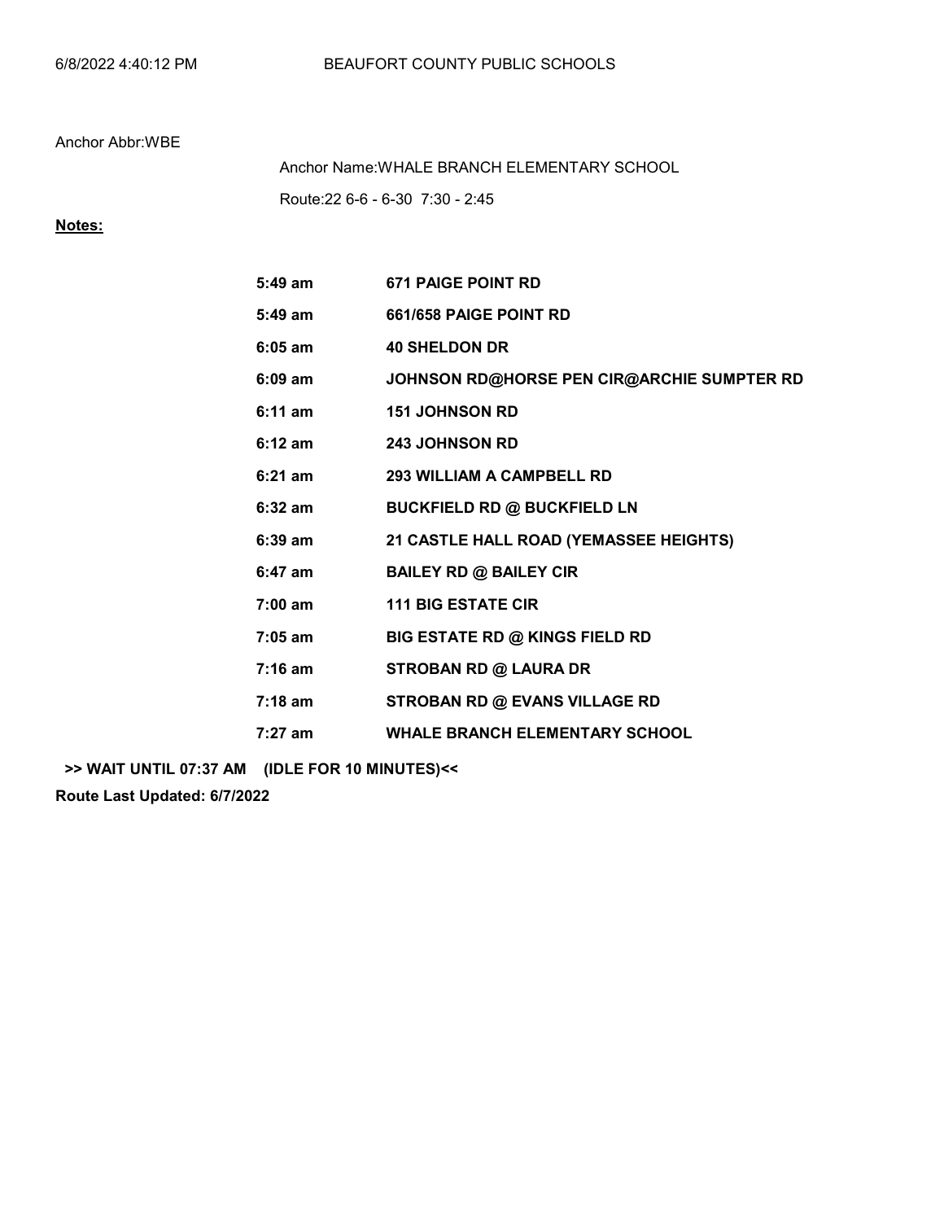Anchor Abbr:WBE

Anchor Name:WHALE BRANCH ELEMENTARY SCHOOL

Route:22 6-6 - 6-30 7:30 - 2:45

**Notes:**

| | |
|---|---|
| **5:49 am** | **671 PAIGE POINT RD** |
| **5:49 am** | **661/658 PAIGE POINT RD** |
| **6:05 am** | **40 SHELDON DR** |
| **6:09 am** | **JOHNSON RD@HORSE PEN CIR@ARCHIE SUMPTER RD** |
| **6:11 am** | **151 JOHNSON RD** |
| **6:12 am** | **243 JOHNSON RD** |
| **6:21 am** | **293 WILLIAM A CAMPBELL RD** |
| **6:32 am** | **BUCKFIELD RD @ BUCKFIELD LN** |
| **6:39 am** | **21 CASTLE HALL ROAD (YEMASSEE HEIGHTS)** |
| **6:47 am** | **BAILEY RD @ BAILEY CIR** |
| **7:00 am** | **111 BIG ESTATE CIR** |
| **7:05 am** | **BIG ESTATE RD @ KINGS FIELD RD** |
| **7:16 am** | **STROBAN RD @ LAURA DR** |
| **7:18 am** | **STROBAN RD @ EVANS VILLAGE RD** |
| **7:27 am** | **WHALE BRANCH ELEMENTARY SCHOOL** |

**>> WAIT UNTIL 07:37 AM (IDLE FOR 10 MINUTES)<<**

**Route Last Updated: 6/7/2022**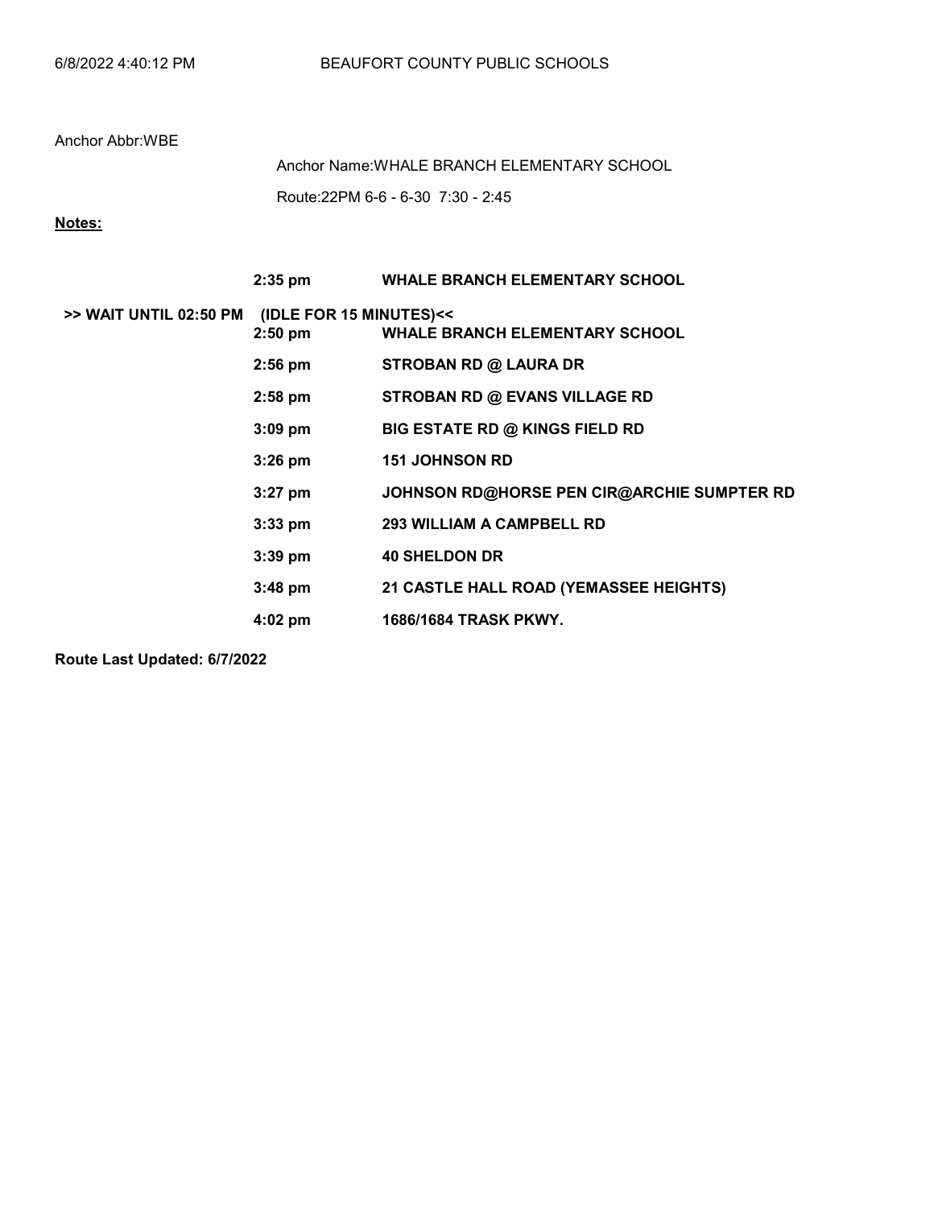Anchor Abbr:WBE

Anchor Name:WHALE BRANCH ELEMENTARY SCHOOL

Route:22PM 6-6 - 6-30 7:30 - 2:45

**Notes:**

| | Time | Stop |
|---|---|---|
| | **2:35 pm** | **WHALE BRANCH ELEMENTARY SCHOOL** |
| **>> WAIT UNTIL 02:50 PM** | **(IDLE FOR 15 MINUTES)<<** | |
| | **2:50 pm** | **WHALE BRANCH ELEMENTARY SCHOOL** |
| | **2:56 pm** | **STROBAN RD @ LAURA DR** |
| | **2:58 pm** | **STROBAN RD @ EVANS VILLAGE RD** |
| | **3:09 pm** | **BIG ESTATE RD @ KINGS FIELD RD** |
| | **3:26 pm** | **151 JOHNSON RD** |
| | **3:27 pm** | **JOHNSON RD@HORSE PEN CIR@ARCHIE SUMPTER RD** |
| | **3:33 pm** | **293 WILLIAM A CAMPBELL RD** |
| | **3:39 pm** | **40 SHELDON DR** |
| | **3:48 pm** | **21 CASTLE HALL ROAD (YEMASSEE HEIGHTS)** |
| | **4:02 pm** | **1686/1684 TRASK PKWY.** |

**Route Last Updated: 6/7/2022**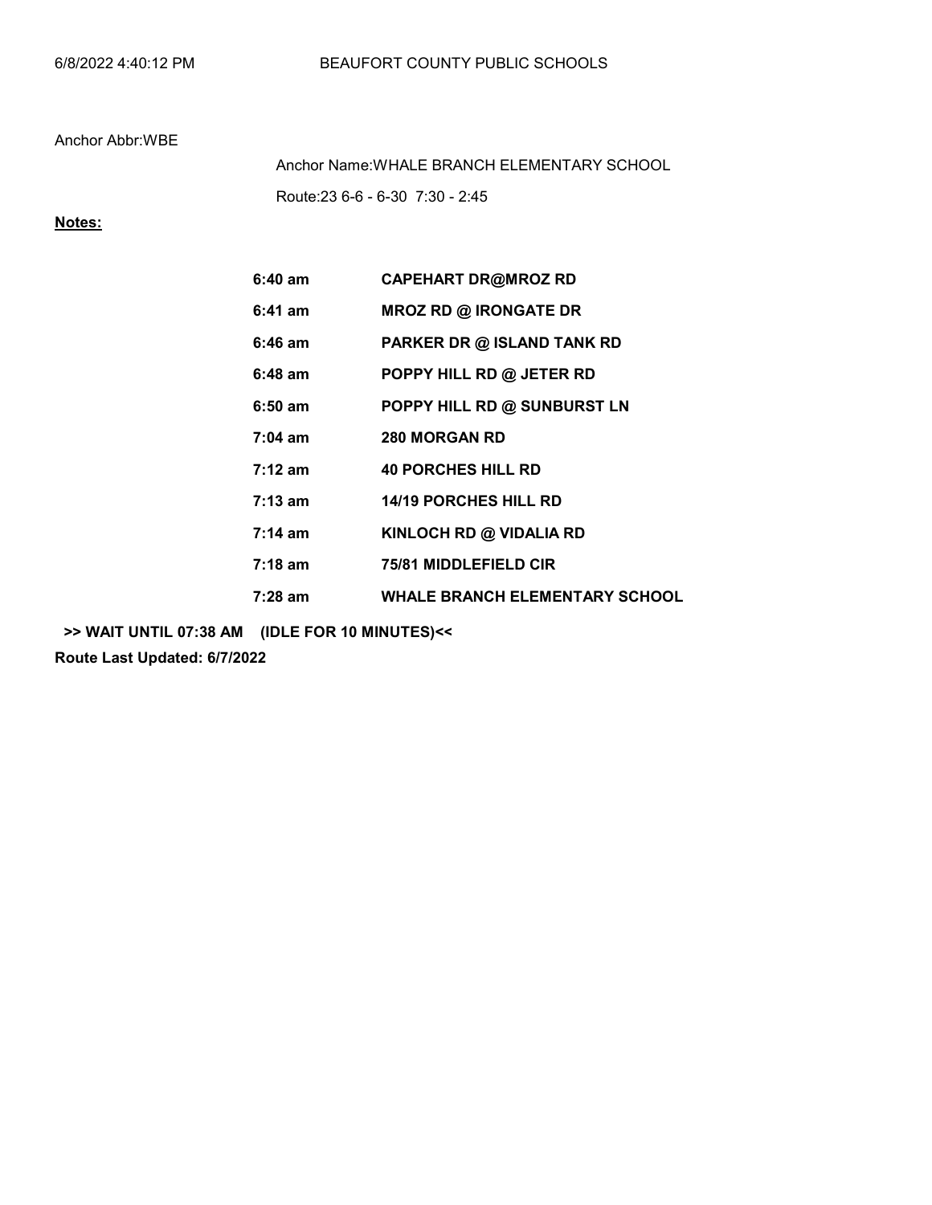Anchor Abbr:WBE

Anchor Name:WHALE BRANCH ELEMENTARY SCHOOL

Route:23 6-6 - 6-30 7:30 - 2:45

**Notes:**

| | |
|---|---|
| **6:40 am** | **CAPEHART DR@MROZ RD** |
| **6:41 am** | **MROZ RD @ IRONGATE DR** |
| **6:46 am** | **PARKER DR @ ISLAND TANK RD** |
| **6:48 am** | **POPPY HILL RD @ JETER RD** |
| **6:50 am** | **POPPY HILL RD @ SUNBURST LN** |
| **7:04 am** | **280 MORGAN RD** |
| **7:12 am** | **40 PORCHES HILL RD** |
| **7:13 am** | **14/19 PORCHES HILL RD** |
| **7:14 am** | **KINLOCH RD @ VIDALIA RD** |
| **7:18 am** | **75/81 MIDDLEFIELD CIR** |
| **7:28 am** | **WHALE BRANCH ELEMENTARY SCHOOL** |

**>> WAIT UNTIL 07:38 AM (IDLE FOR 10 MINUTES)<<**

**Route Last Updated: 6/7/2022**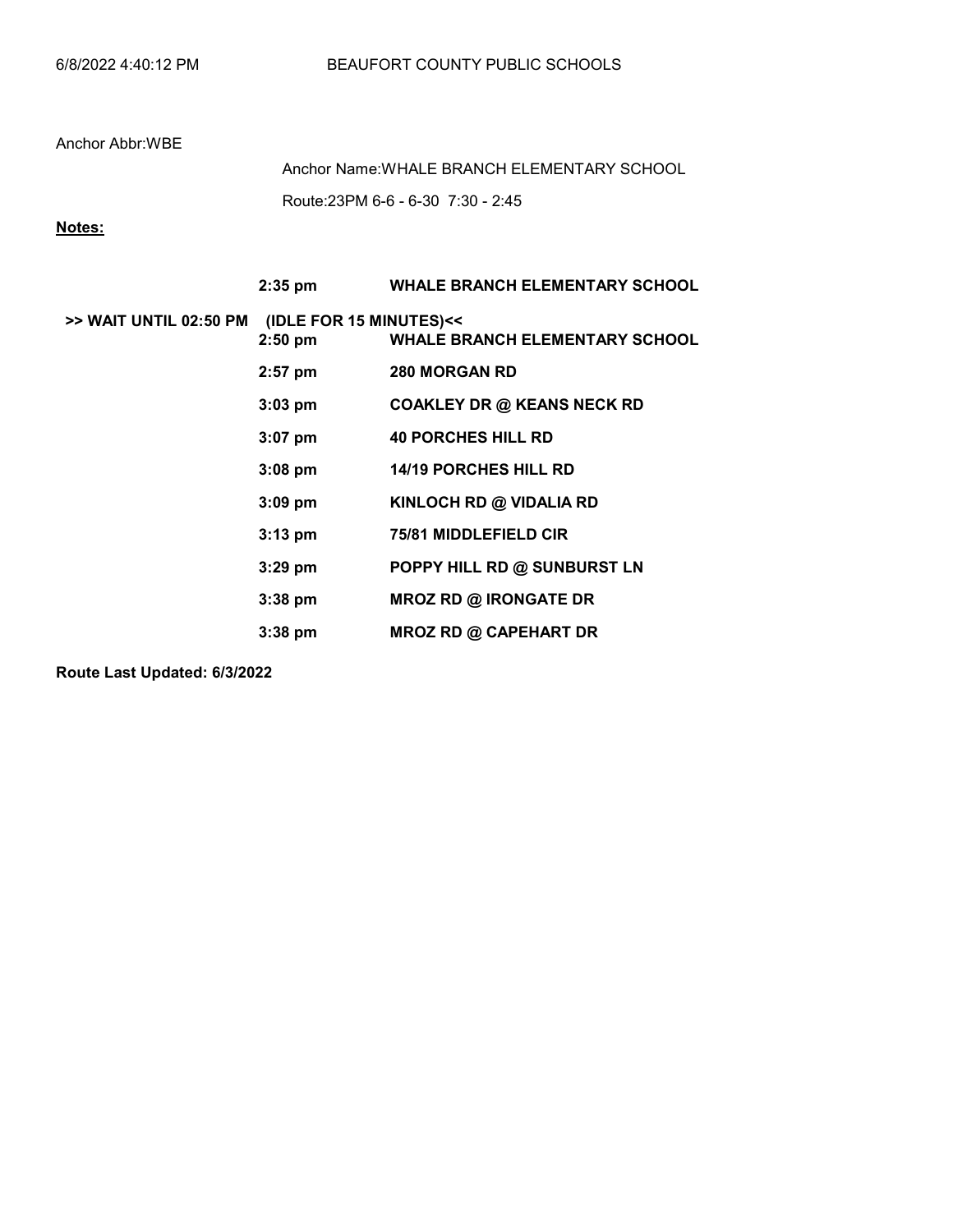6/8/2022 4:40:12 PM BEAUFORT COUNTY PUBLIC SCHOOLS

Anchor Abbr:WBE

Anchor Name:WHALE BRANCH ELEMENTARY SCHOOL

Route:23PM 6-6 - 6-30 7:30 - 2:45

**Notes:**

| | | |
|---|---|---|
| | **2:35 pm** | **WHALE BRANCH ELEMENTARY SCHOOL** |
| **>> WAIT UNTIL 02:50 PM** | **(IDLE FOR 15 MINUTES)<<** | |
| | **2:50 pm** | **WHALE BRANCH ELEMENTARY SCHOOL** |
| | **2:57 pm** | **280 MORGAN RD** |
| | **3:03 pm** | **COAKLEY DR @ KEANS NECK RD** |
| | **3:07 pm** | **40 PORCHES HILL RD** |
| | **3:08 pm** | **14/19 PORCHES HILL RD** |
| | **3:09 pm** | **KINLOCH RD @ VIDALIA RD** |
| | **3:13 pm** | **75/81 MIDDLEFIELD CIR** |
| | **3:29 pm** | **POPPY HILL RD @ SUNBURST LN** |
| | **3:38 pm** | **MROZ RD @ IRONGATE DR** |
| | **3:38 pm** | **MROZ RD @ CAPEHART DR** |

**Route Last Updated: 6/3/2022**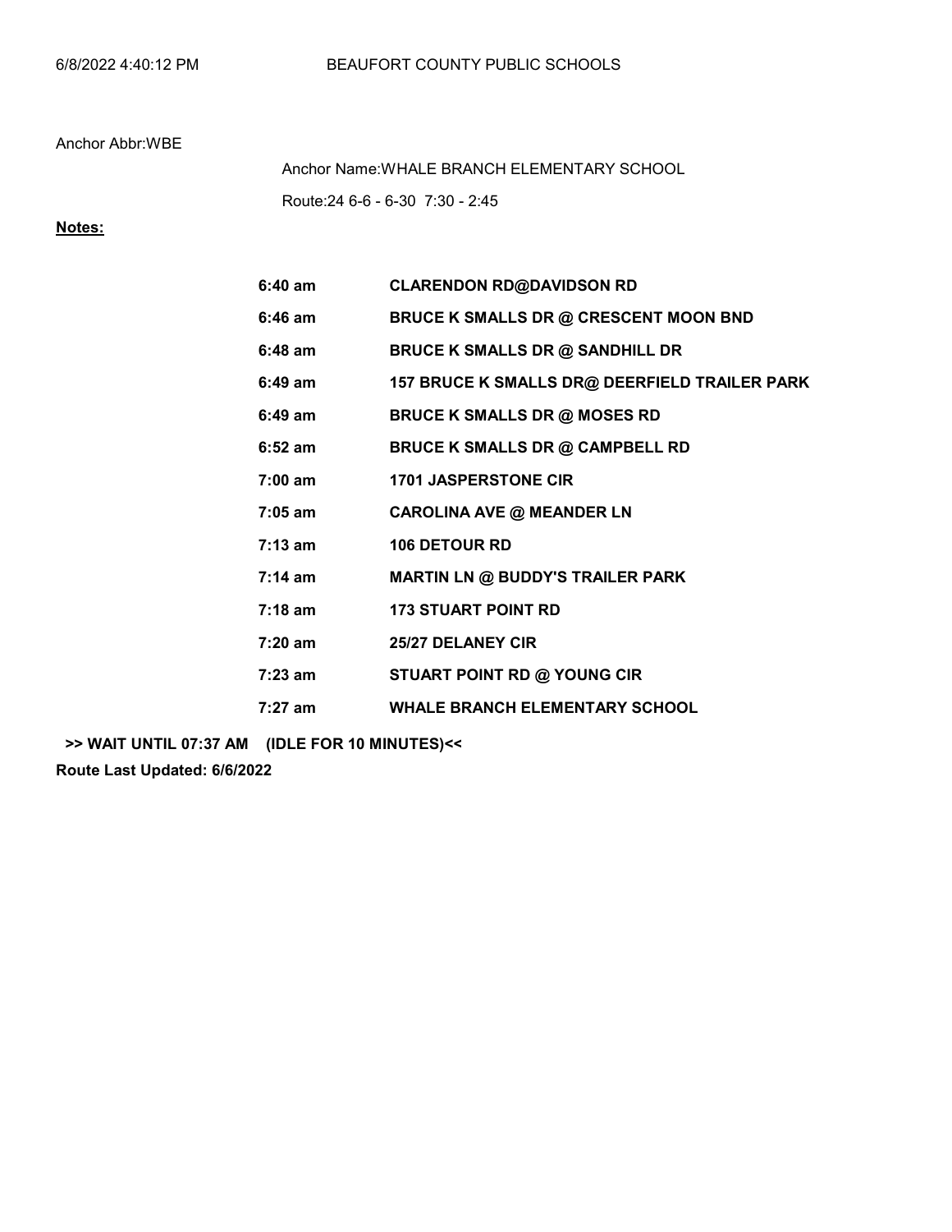Anchor Abbr:WBE

Anchor Name:WHALE BRANCH ELEMENTARY SCHOOL

Route:24 6-6 - 6-30 7:30 - 2:45

**Notes:**

| | |
|---|---|
| **6:40 am** | **CLARENDON RD@DAVIDSON RD** |
| **6:46 am** | **BRUCE K SMALLS DR @ CRESCENT MOON BND** |
| **6:48 am** | **BRUCE K SMALLS DR @ SANDHILL DR** |
| **6:49 am** | **157 BRUCE K SMALLS DR@ DEERFIELD TRAILER PARK** |
| **6:49 am** | **BRUCE K SMALLS DR @ MOSES RD** |
| **6:52 am** | **BRUCE K SMALLS DR @ CAMPBELL RD** |
| **7:00 am** | **1701 JASPERSTONE CIR** |
| **7:05 am** | **CAROLINA AVE @ MEANDER LN** |
| **7:13 am** | **106 DETOUR RD** |
| **7:14 am** | **MARTIN LN @ BUDDY'S TRAILER PARK** |
| **7:18 am** | **173 STUART POINT RD** |
| **7:20 am** | **25/27 DELANEY CIR** |
| **7:23 am** | **STUART POINT RD @ YOUNG CIR** |
| **7:27 am** | **WHALE BRANCH ELEMENTARY SCHOOL** |

**>> WAIT UNTIL 07:37 AM (IDLE FOR 10 MINUTES)<<**

**Route Last Updated: 6/6/2022**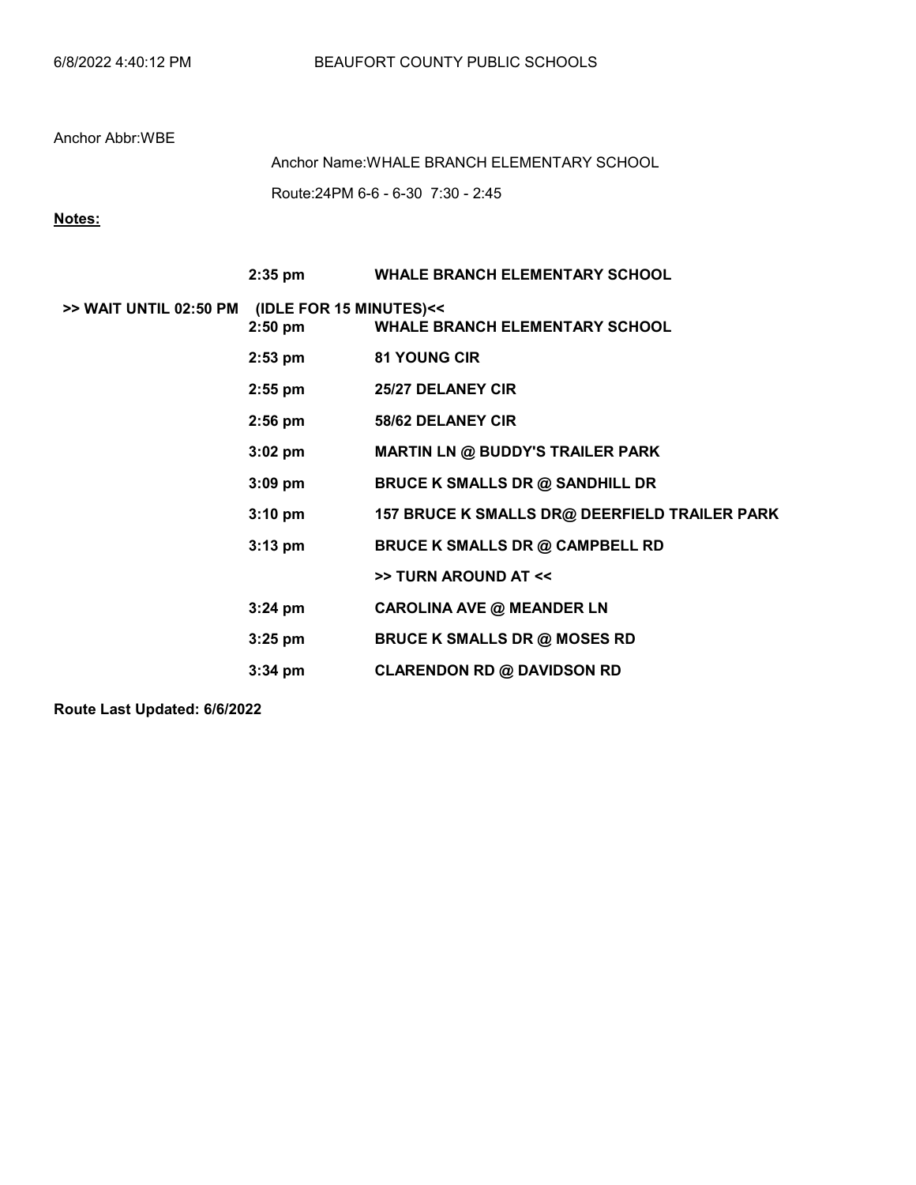Anchor Abbr:WBE

Anchor Name:WHALE BRANCH ELEMENTARY SCHOOL

Route:24PM 6-6 - 6-30 7:30 - 2:45

**Notes:**

| | | |
|---|---|---|
| | **2:35 pm** | **WHALE BRANCH ELEMENTARY SCHOOL** |
| **>> WAIT UNTIL 02:50 PM** | **(IDLE FOR 15 MINUTES)<<** | |
| | **2:50 pm** | **WHALE BRANCH ELEMENTARY SCHOOL** |
| | **2:53 pm** | **81 YOUNG CIR** |
| | **2:55 pm** | **25/27 DELANEY CIR** |
| | **2:56 pm** | **58/62 DELANEY CIR** |
| | **3:02 pm** | **MARTIN LN @ BUDDY'S TRAILER PARK** |
| | **3:09 pm** | **BRUCE K SMALLS DR @ SANDHILL DR** |
| | **3:10 pm** | **157 BRUCE K SMALLS DR@ DEERFIELD TRAILER PARK** |
| | **3:13 pm** | **BRUCE K SMALLS DR @ CAMPBELL RD** |
| | | **>> TURN AROUND AT <<** |
| | **3:24 pm** | **CAROLINA AVE @ MEANDER LN** |
| | **3:25 pm** | **BRUCE K SMALLS DR @ MOSES RD** |
| | **3:34 pm** | **CLARENDON RD @ DAVIDSON RD** |

**Route Last Updated: 6/6/2022**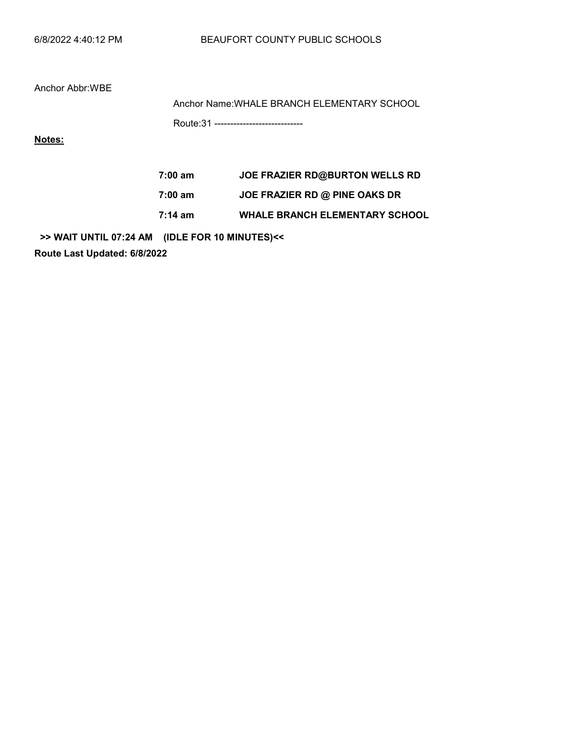Anchor Abbr:WBE

Anchor Name:WHALE BRANCH ELEMENTARY SCHOOL

Route:31 ----------------------------

**Notes:**

| | |
|---|---|
| **7:00 am** | **JOE FRAZIER RD@BURTON WELLS RD** |
| **7:00 am** | **JOE FRAZIER RD @ PINE OAKS DR** |
| **7:14 am** | **WHALE BRANCH ELEMENTARY SCHOOL** |

**>> WAIT UNTIL 07:24 AM (IDLE FOR 10 MINUTES)<<**

**Route Last Updated: 6/8/2022**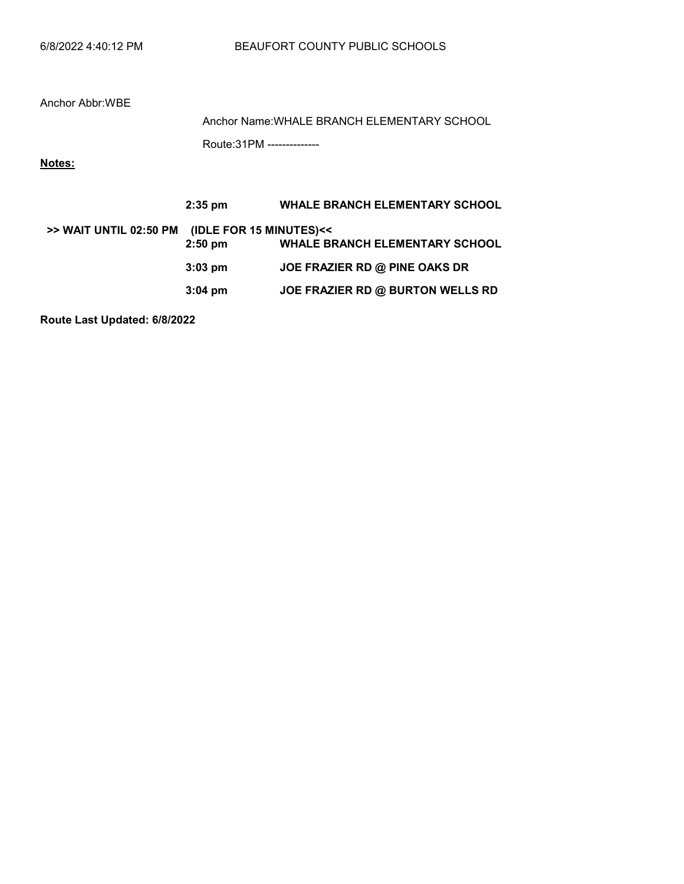Anchor Abbr:WBE

Anchor Name:WHALE BRANCH ELEMENTARY SCHOOL

Route:31PM --------------

**Notes:**

| | | |
|---|---|---|
| | **2:35 pm** | **WHALE BRANCH ELEMENTARY SCHOOL** |
| **>> WAIT UNTIL 02:50 PM** | **(IDLE FOR 15 MINUTES)<<** | |
| | **2:50 pm** | **WHALE BRANCH ELEMENTARY SCHOOL** |
| | **3:03 pm** | **JOE FRAZIER RD @ PINE OAKS DR** |
| | **3:04 pm** | **JOE FRAZIER RD @ BURTON WELLS RD** |

**Route Last Updated: 6/8/2022**